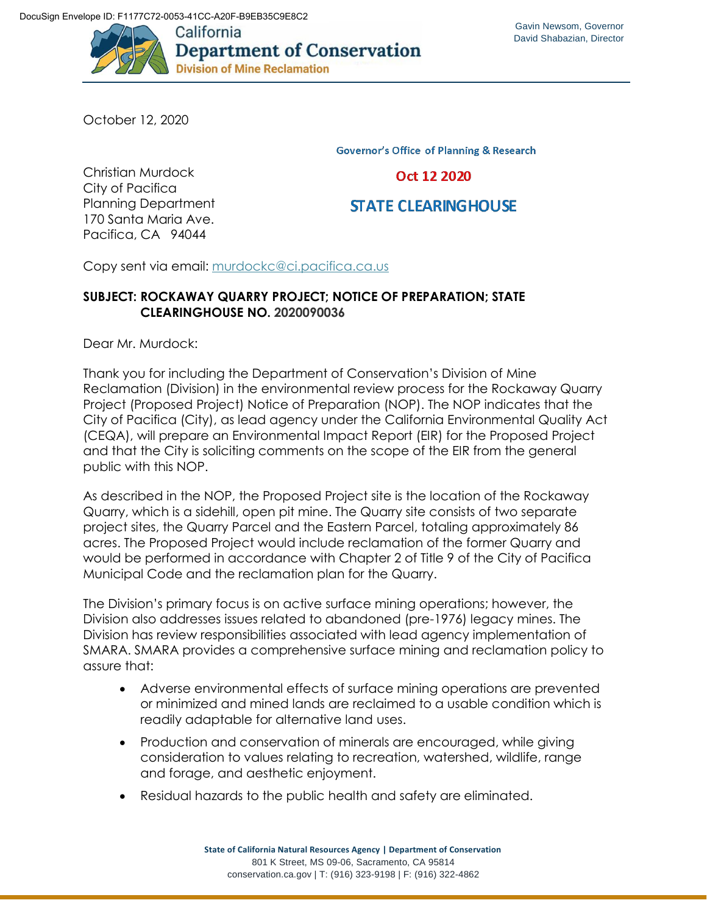DocuSign Envelope ID: F1177C72-0053-41CC-A20F-B9EB35C9E8C2

California
**Department of Conservation**
Division of Mine Reclamation

Gavin Newsom, Governor
David Shabazian, Director

October 12, 2020

Governor's Office of Planning & Research

Oct 12 2020

STATE CLEARINGHOUSE

Christian Murdock
City of Pacifica
Planning Department
170 Santa Maria Ave.
Pacifica, CA 94044

Copy sent via email: murdockc@ci.pacifica.ca.us

**SUBJECT: ROCKAWAY QUARRY PROJECT; NOTICE OF PREPARATION; STATE CLEARINGHOUSE NO. 2020090036**

Dear Mr. Murdock:

Thank you for including the Department of Conservation's Division of Mine Reclamation (Division) in the environmental review process for the Rockaway Quarry Project (Proposed Project) Notice of Preparation (NOP). The NOP indicates that the City of Pacifica (City), as lead agency under the California Environmental Quality Act (CEQA), will prepare an Environmental Impact Report (EIR) for the Proposed Project and that the City is soliciting comments on the scope of the EIR from the general public with this NOP.

As described in the NOP, the Proposed Project site is the location of the Rockaway Quarry, which is a sidehill, open pit mine. The Quarry site consists of two separate project sites, the Quarry Parcel and the Eastern Parcel, totaling approximately 86 acres. The Proposed Project would include reclamation of the former Quarry and would be performed in accordance with Chapter 2 of Title 9 of the City of Pacifica Municipal Code and the reclamation plan for the Quarry.

The Division's primary focus is on active surface mining operations; however, the Division also addresses issues related to abandoned (pre-1976) legacy mines. The Division has review responsibilities associated with lead agency implementation of SMARA. SMARA provides a comprehensive surface mining and reclamation policy to assure that:

- Adverse environmental effects of surface mining operations are prevented or minimized and mined lands are reclaimed to a usable condition which is readily adaptable for alternative land uses.
- Production and conservation of minerals are encouraged, while giving consideration to values relating to recreation, watershed, wildlife, range and forage, and aesthetic enjoyment.
- Residual hazards to the public health and safety are eliminated.

State of California Natural Resources Agency | Department of Conservation
801 K Street, MS 09-06, Sacramento, CA 95814
conservation.ca.gov | T: (916) 323-9198 | F: (916) 322-4862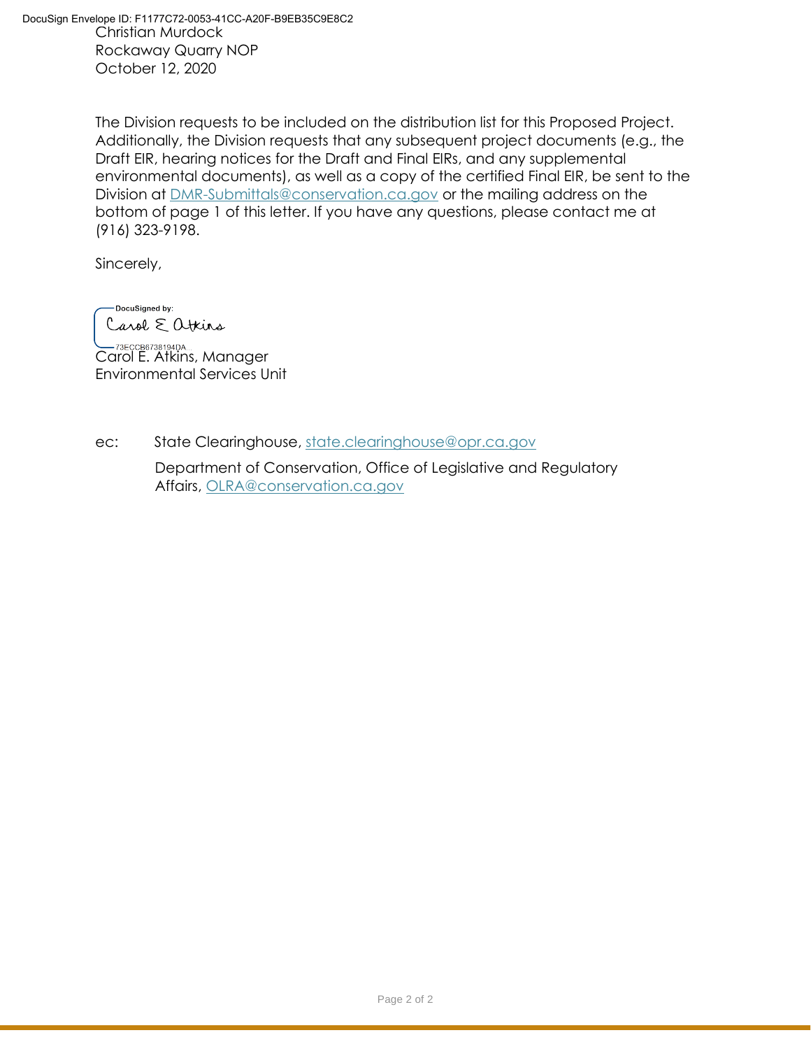The Division requests to be included on the distribution list for this Proposed Project. Additionally, the Division requests that any subsequent project documents (e.g., the Draft EIR, hearing notices for the Draft and Final EIRs, and any supplemental environmental documents), as well as a copy of the certified Final EIR, be sent to the Division at DMR-Submittals@conservation.ca.gov or the mailing address on the bottom of page 1 of this letter. If you have any questions, please contact me at (916) 323-9198.

Sincerely,

DocuSigned by:
Carol E Atkins
73ECCB6738194DA...

Carol E. Atkins, Manager
Environmental Services Unit

ec: State Clearinghouse, state.clearinghouse@opr.ca.gov

Department of Conservation, Office of Legislative and Regulatory Affairs, OLRA@conservation.ca.gov